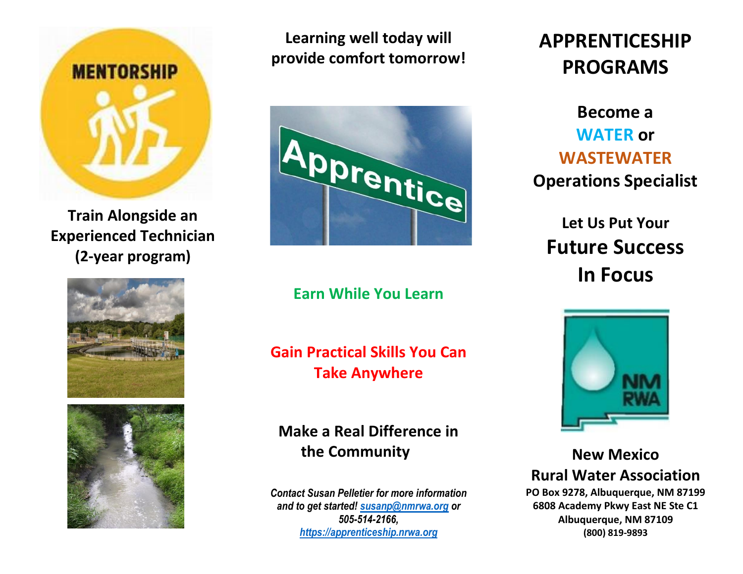**Train Alongside an Experienced Technician (2-year program)**

**Learning well today will provide comfort tomorrow!**

**Earn While You Learn**

**Gain Practical Skills You Can Take Anywhere**

**Make a Real Difference in the Community**

*Contact Susan Pelletier for more information and to get started! [susanp@nmrwa.org](mailto:susanp@nmrwa.org) or 505-514-2166, [https://apprenticeship.nrwa.org](https://apprenticeship.nrwa.org)*

# APPRENTICESHIP PROGRAMS

**Become a WATER or WASTEWATER Operations Specialist**

**Let Us Put Your Future Success In Focus**

**New Mexico Rural Water Association**
**PO Box 9278, Albuquerque, NM 87199**
**6808 Academy Pkwy East NE Ste C1**
**Albuquerque, NM 87109**
**(800) 819-9893**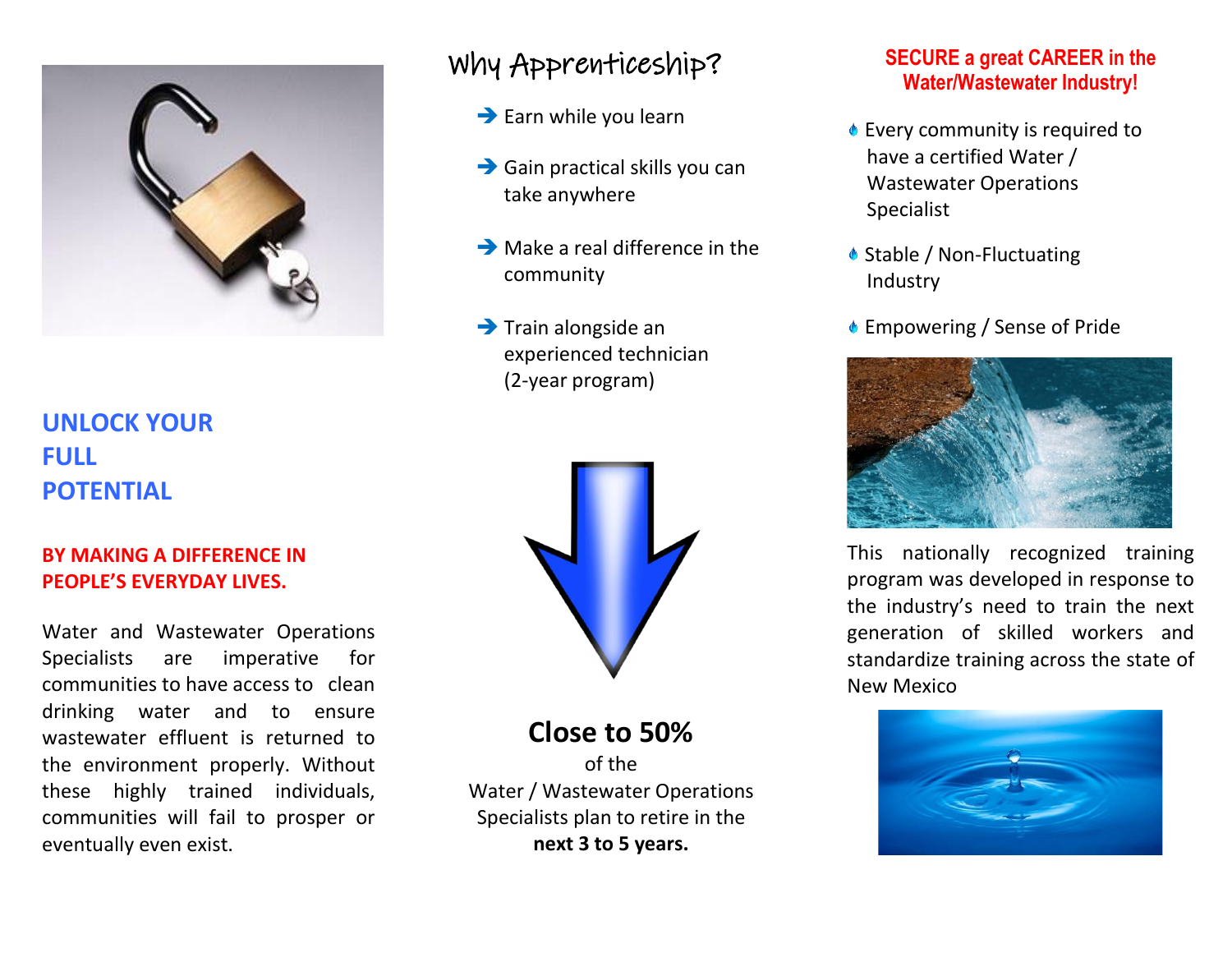## UNLOCK YOUR FULL POTENTIAL

**BY MAKING A DIFFERENCE IN PEOPLE'S EVERYDAY LIVES.**

Water and Wastewater Operations Specialists are imperative for communities to have access to clean drinking water and to ensure wastewater effluent is returned to the environment properly. Without these highly trained individuals, communities will fail to prosper or eventually even exist.

## Why Apprenticeship?

- Earn while you learn
- Gain practical skills you can take anywhere
- Make a real difference in the community
- Train alongside an experienced technician (2-year program)

**Close to 50%**
of the
Water / Wastewater Operations Specialists plan to retire in the **next 3 to 5 years.**

## SECURE a great CAREER in the Water/Wastewater Industry!

- Every community is required to have a certified Water / Wastewater Operations Specialist
- Stable / Non-Fluctuating Industry
- Empowering / Sense of Pride

This nationally recognized training program was developed in response to the industry's need to train the next generation of skilled workers and standardize training across the state of New Mexico